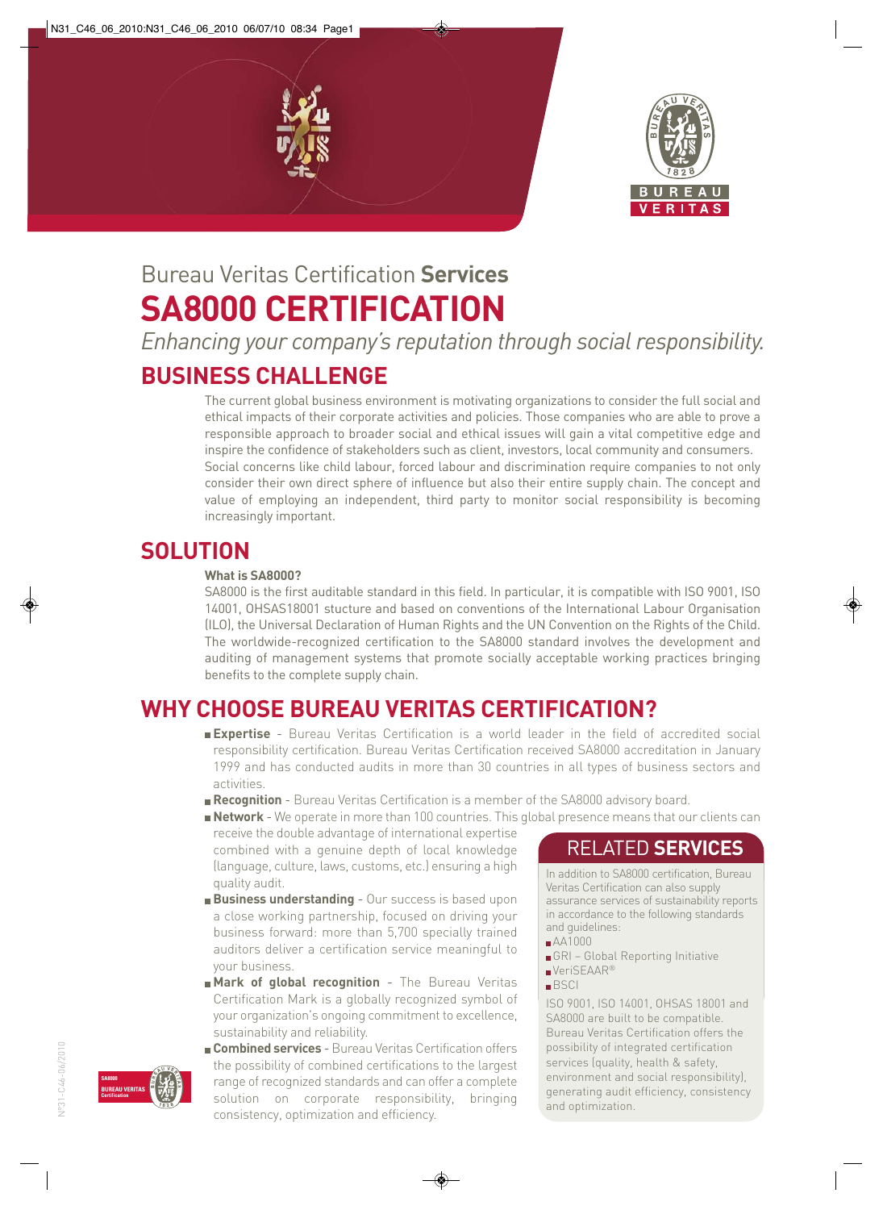Bureau Veritas Certification **Services**

# SA8000 CERTIFICATION

*Enhancing your company's reputation through social responsibility.*

## BUSINESS CHALLENGE

The current global business environment is motivating organizations to consider the full social and ethical impacts of their corporate activities and policies. Those companies who are able to prove a responsible approach to broader social and ethical issues will gain a vital competitive edge and inspire the confidence of stakeholders such as client, investors, local community and consumers. Social concerns like child labour, forced labour and discrimination require companies to not only consider their own direct sphere of influence but also their entire supply chain. The concept and value of employing an independent, third party to monitor social responsibility is becoming increasingly important.

## SOLUTION

**What is SA8000?**

SA8000 is the first auditable standard in this field. In particular, it is compatible with ISO 9001, ISO 14001, OHSAS18001 stucture and based on conventions of the International Labour Organisation (ILO), the Universal Declaration of Human Rights and the UN Convention on the Rights of the Child. The worldwide-recognized certification to the SA8000 standard involves the development and auditing of management systems that promote socially acceptable working practices bringing benefits to the complete supply chain.

## WHY CHOOSE BUREAU VERITAS CERTIFICATION?

- **Expertise** - Bureau Veritas Certification is a world leader in the field of accredited social responsibility certification. Bureau Veritas Certification received SA8000 accreditation in January 1999 and has conducted audits in more than 30 countries in all types of business sectors and activities.
- **Recognition** - Bureau Veritas Certification is a member of the SA8000 advisory board.
- **Network** - We operate in more than 100 countries. This global presence means that our clients can receive the double advantage of international expertise combined with a genuine depth of local knowledge (language, culture, laws, customs, etc.) ensuring a high quality audit.
- **Business understanding** - Our success is based upon a close working partnership, focused on driving your business forward: more than 5,700 specially trained auditors deliver a certification service meaningful to your business.
- **Mark of global recognition** - The Bureau Veritas Certification Mark is a globally recognized symbol of your organization's ongoing commitment to excellence, sustainability and reliability.
- **Combined services** - Bureau Veritas Certification offers the possibility of combined certifications to the largest range of recognized standards and can offer a complete solution on corporate responsibility, bringing consistency, optimization and efficiency.

## RELATED **SERVICES**

In addition to SA8000 certification, Bureau Veritas Certification can also supply assurance services of sustainability reports in accordance to the following standards and guidelines:

- AA1000
- GRI – Global Reporting Initiative
- VeriSEAAR®
- BSCI

ISO 9001, ISO 14001, OHSAS 18001 and SA8000 are built to be compatible. Bureau Veritas Certification offers the possibility of integrated certification services (quality, health & safety, environment and social responsibility), generating audit efficiency, consistency and optimization.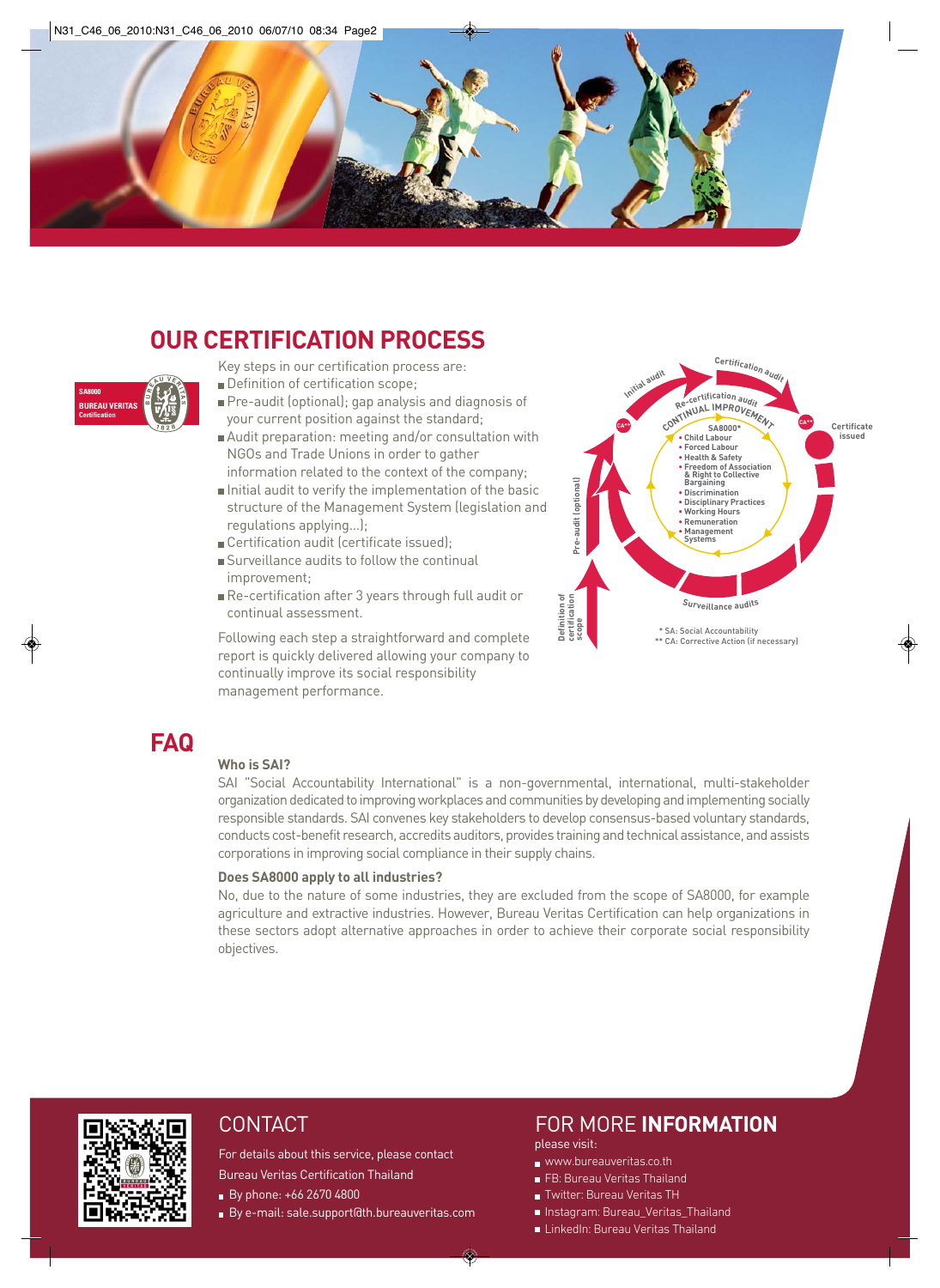## OUR CERTIFICATION PROCESS

SA8000
BUREAU VERITAS
Certification

Key steps in our certification process are:

- Definition of certification scope;
- Pre-audit (optional); gap analysis and diagnosis of your current position against the standard;
- Audit preparation: meeting and/or consultation with NGOs and Trade Unions in order to gather information related to the context of the company;
- Initial audit to verify the implementation of the basic structure of the Management System (legislation and regulations applying...);
- Certification audit (certificate issued);
- Surveillance audits to follow the continual improvement;
- Re-certification after 3 years through full audit or continual assessment.

Following each step a straightforward and complete report is quickly delivered allowing your company to continually improve its social responsibility management performance.

Initial audit
Certification audit
Re-certification audit
CONTINUAL IMPROVEMENT
CA**
CA**
Certificate issued
SA8000*
- Child Labour
- Forced Labour
- Health & Safety
- Freedom of Association & Right to Collective Bargaining
- Discrimination
- Disciplinary Practices
- Working Hours
- Remuneration
- Management Systems

Pre-audit (optional)
Definition of certification scope
Surveillance audits

\* SA: Social Accountability
\*\* CA: Corrective Action (if necessary)

## FAQ

**Who is SAI?**

SAI "Social Accountability International" is a non-governmental, international, multi-stakeholder organization dedicated to improving workplaces and communities by developing and implementing socially responsible standards. SAI convenes key stakeholders to develop consensus-based voluntary standards, conducts cost-benefit research, accredits auditors, provides training and technical assistance, and assists corporations in improving social compliance in their supply chains.

**Does SA8000 apply to all industries?**

No, due to the nature of some industries, they are excluded from the scope of SA8000, for example agriculture and extractive industries. However, Bureau Veritas Certification can help organizations in these sectors adopt alternative approaches in order to achieve their corporate social responsibility objectives.

## CONTACT

For details about this service, please contact Bureau Veritas Certification Thailand

- By phone: +66 2670 4800
- By e-mail: sale.support@th.bureauveritas.com

## FOR MORE **INFORMATION**

please visit:

- www.bureauveritas.co.th
- FB: Bureau Veritas Thailand
- Twitter: Bureau Veritas TH
- Instagram: Bureau_Veritas_Thailand
- LinkedIn: Bureau Veritas Thailand